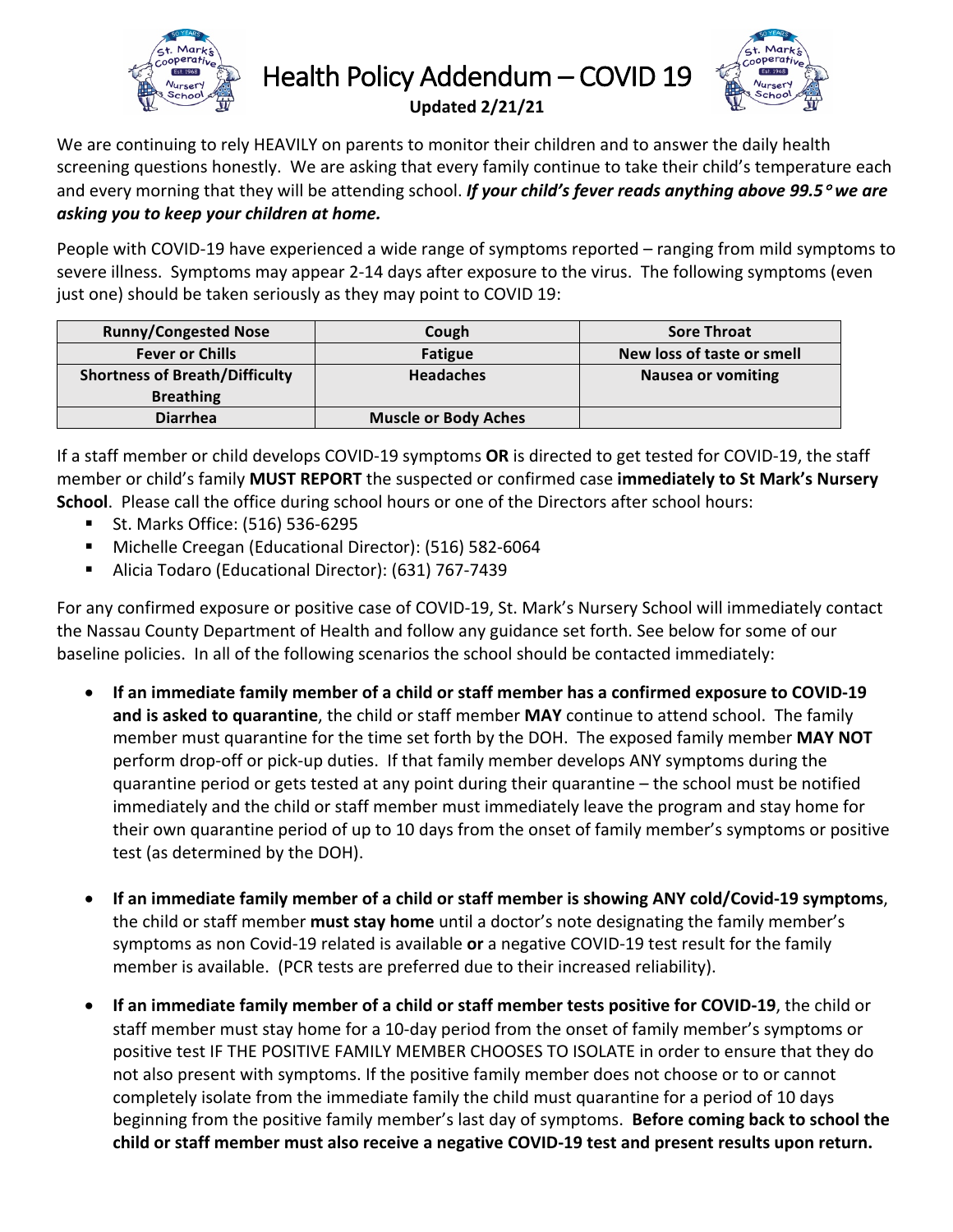# Health Policy Addendum – COVID 19

**Updated 2/21/21**

We are continuing to rely HEAVILY on parents to monitor their children and to answer the daily health screening questions honestly. We are asking that every family continue to take their child's temperature each and every morning that they will be attending school. ***If your child's fever reads anything above 99.5° we are asking you to keep your children at home.***

People with COVID-19 have experienced a wide range of symptoms reported – ranging from mild symptoms to severe illness. Symptoms may appear 2-14 days after exposure to the virus. The following symptoms (even just one) should be taken seriously as they may point to COVID 19:

| **Runny/Congested Nose** | **Cough** | **Sore Throat** |
| --- | --- | --- |
| **Fever or Chills** | **Fatigue** | **New loss of taste or smell** |
| **Shortness of Breath/Difficulty Breathing** | **Headaches** | **Nausea or vomiting** |
| **Diarrhea** | **Muscle or Body Aches** | |

If a staff member or child develops COVID-19 symptoms **OR** is directed to get tested for COVID-19, the staff member or child's family **MUST REPORT** the suspected or confirmed case **immediately to St Mark's Nursery School**. Please call the office during school hours or one of the Directors after school hours:

- St. Marks Office: (516) 536-6295
- Michelle Creegan (Educational Director): (516) 582-6064
- Alicia Todaro (Educational Director): (631) 767-7439

For any confirmed exposure or positive case of COVID-19, St. Mark's Nursery School will immediately contact the Nassau County Department of Health and follow any guidance set forth. See below for some of our baseline policies. In all of the following scenarios the school should be contacted immediately:

- **If an immediate family member of a child or staff member has a confirmed exposure to COVID-19 and is asked to quarantine**, the child or staff member **MAY** continue to attend school. The family member must quarantine for the time set forth by the DOH. The exposed family member **MAY NOT** perform drop-off or pick-up duties. If that family member develops ANY symptoms during the quarantine period or gets tested at any point during their quarantine – the school must be notified immediately and the child or staff member must immediately leave the program and stay home for their own quarantine period of up to 10 days from the onset of family member's symptoms or positive test (as determined by the DOH).

- **If an immediate family member of a child or staff member is showing ANY cold/Covid-19 symptoms**, the child or staff member **must stay home** until a doctor's note designating the family member's symptoms as non Covid-19 related is available **or** a negative COVID-19 test result for the family member is available. (PCR tests are preferred due to their increased reliability).

- **If an immediate family member of a child or staff member tests positive for COVID-19**, the child or staff member must stay home for a 10-day period from the onset of family member's symptoms or positive test IF THE POSITIVE FAMILY MEMBER CHOOSES TO ISOLATE in order to ensure that they do not also present with symptoms. If the positive family member does not choose or to or cannot completely isolate from the immediate family the child must quarantine for a period of 10 days beginning from the positive family member's last day of symptoms. **Before coming back to school the child or staff member must also receive a negative COVID-19 test and present results upon return.**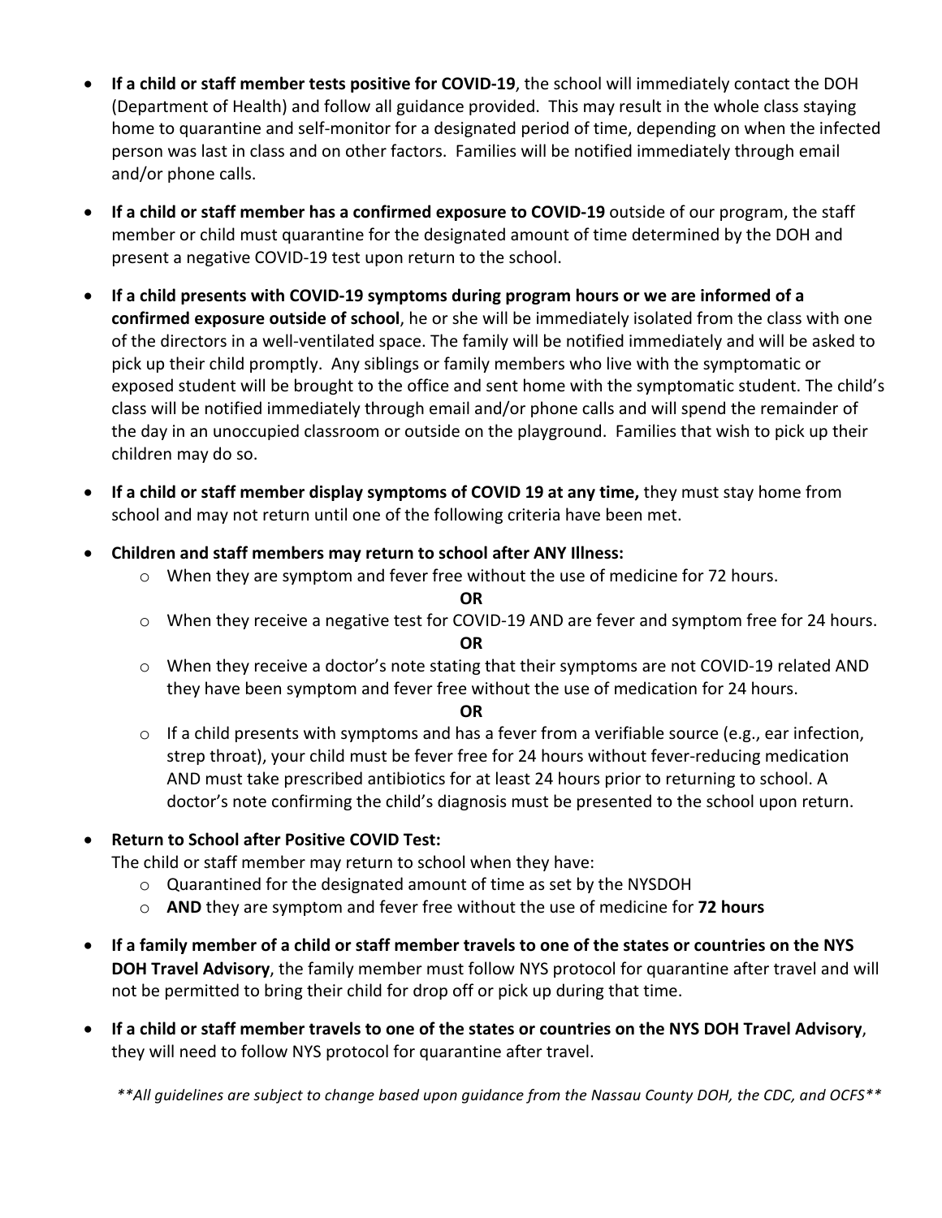- **If a child or staff member tests positive for COVID-19**, the school will immediately contact the DOH (Department of Health) and follow all guidance provided. This may result in the whole class staying home to quarantine and self-monitor for a designated period of time, depending on when the infected person was last in class and on other factors. Families will be notified immediately through email and/or phone calls.

- **If a child or staff member has a confirmed exposure to COVID-19** outside of our program, the staff member or child must quarantine for the designated amount of time determined by the DOH and present a negative COVID-19 test upon return to the school.

- **If a child presents with COVID-19 symptoms during program hours or we are informed of a confirmed exposure outside of school**, he or she will be immediately isolated from the class with one of the directors in a well-ventilated space. The family will be notified immediately and will be asked to pick up their child promptly. Any siblings or family members who live with the symptomatic or exposed student will be brought to the office and sent home with the symptomatic student. The child's class will be notified immediately through email and/or phone calls and will spend the remainder of the day in an unoccupied classroom or outside on the playground. Families that wish to pick up their children may do so.

- **If a child or staff member display symptoms of COVID 19 at any time,** they must stay home from school and may not return until one of the following criteria have been met.

- **Children and staff members may return to school after ANY Illness:**
  - When they are symptom and fever free without the use of medicine for 72 hours.

    **OR**
  - When they receive a negative test for COVID-19 AND are fever and symptom free for 24 hours.

    **OR**
  - When they receive a doctor's note stating that their symptoms are not COVID-19 related AND they have been symptom and fever free without the use of medication for 24 hours.

    **OR**
  - If a child presents with symptoms and has a fever from a verifiable source (e.g., ear infection, strep throat), your child must be fever free for 24 hours without fever-reducing medication AND must take prescribed antibiotics for at least 24 hours prior to returning to school. A doctor's note confirming the child's diagnosis must be presented to the school upon return.

- **Return to School after Positive COVID Test:**

  The child or staff member may return to school when they have:
  - Quarantined for the designated amount of time as set by the NYSDOH
  - **AND** they are symptom and fever free without the use of medicine for **72 hours**

- **If a family member of a child or staff member travels to one of the states or countries on the NYS DOH Travel Advisory**, the family member must follow NYS protocol for quarantine after travel and will not be permitted to bring their child for drop off or pick up during that time.

- **If a child or staff member travels to one of the states or countries on the NYS DOH Travel Advisory**, they will need to follow NYS protocol for quarantine after travel.

*\*\*All guidelines are subject to change based upon guidance from the Nassau County DOH, the CDC, and OCFS\*\**